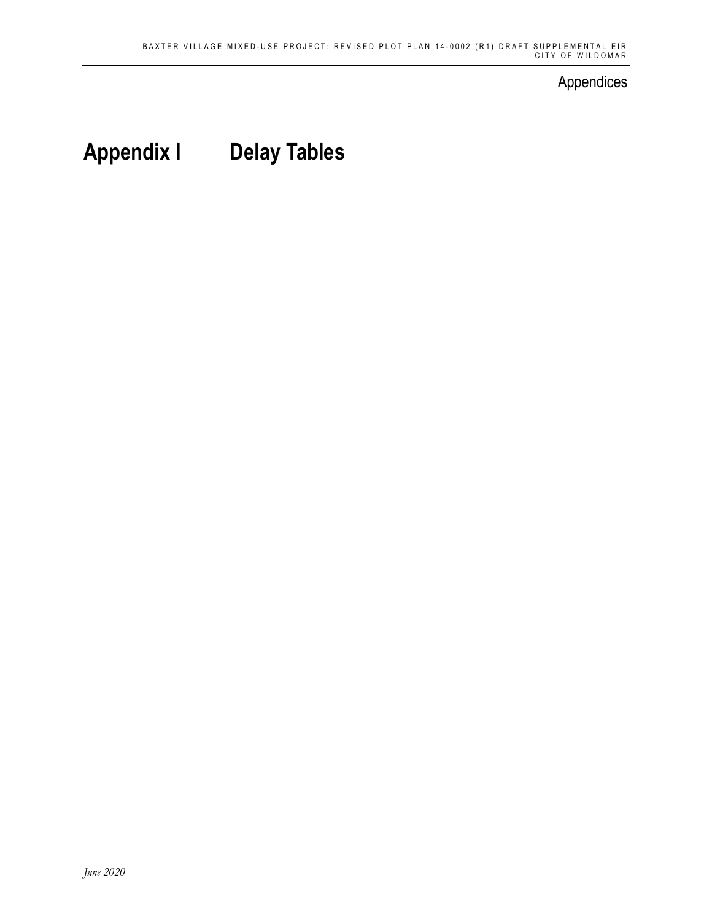# Appendix I Delay Tables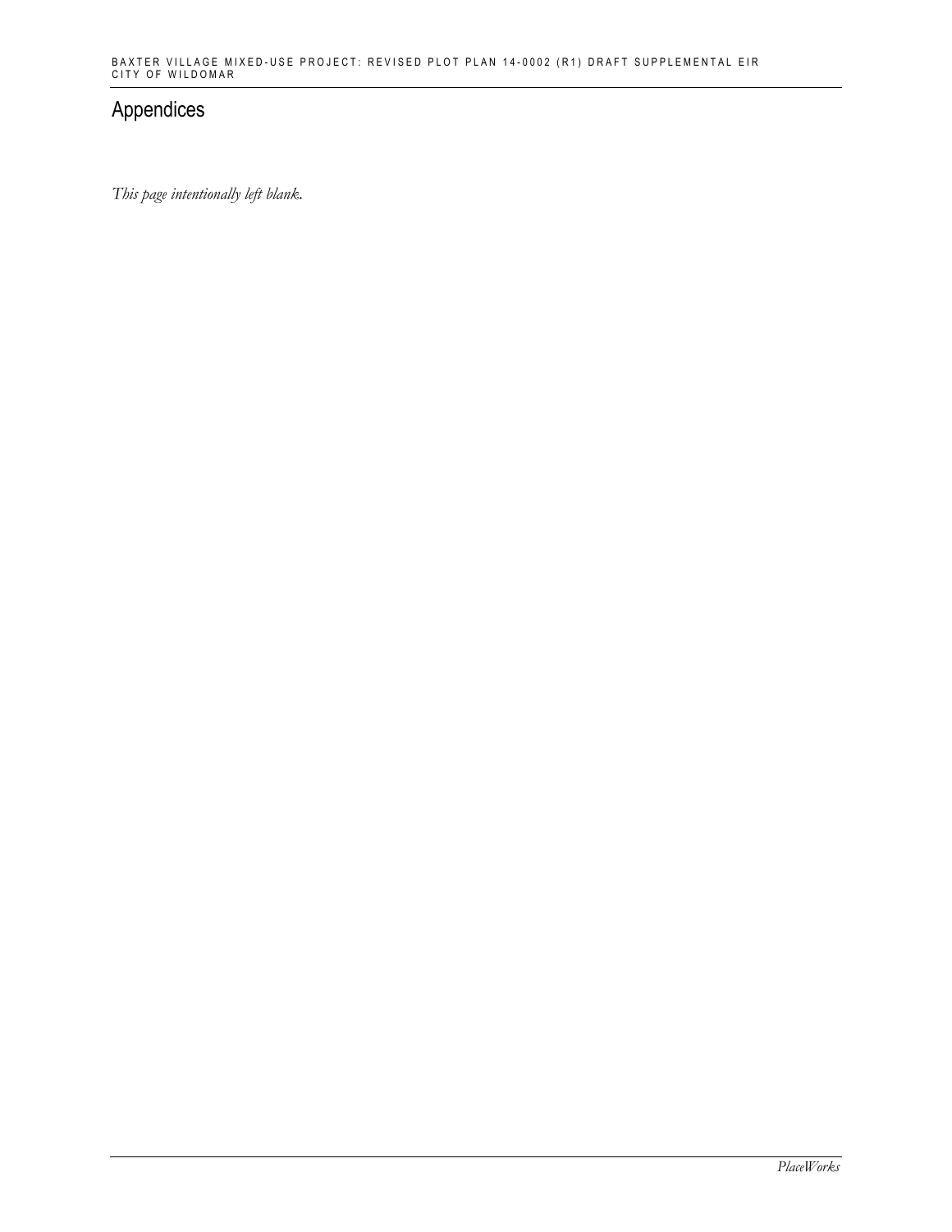# Appendices

*This page intentionally left blank.*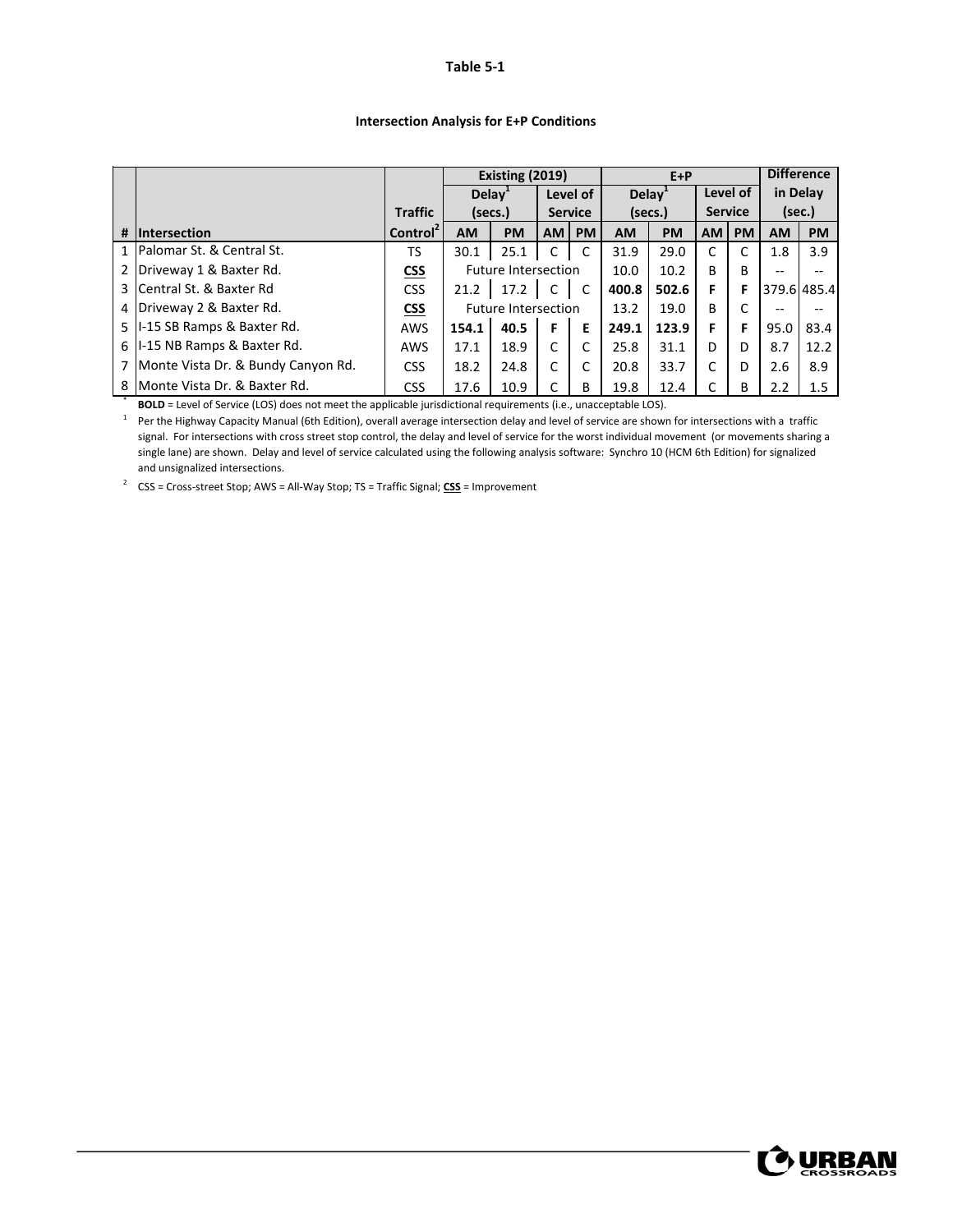**Table 5-1**

**Intersection Analysis for E+P Conditions**

| # | Intersection | Traffic Control[2] | Existing (2019) Delay[1] (secs.) | | Existing (2019) Level of Service | | E+P Delay[1] (secs.) | | E+P Level of Service | | Difference in Delay (sec.) | |
|---|---|---|---|---|---|---|---|---|---|---|---|---|
| | | | AM | PM | AM | PM | AM | PM | AM | PM | AM | PM |
| 1 | Palomar St. & Central St. | TS | 30.1 | 25.1 | C | C | 31.9 | 29.0 | C | C | 1.8 | 3.9 |
| 2 | Driveway 1 & Baxter Rd. | **<u>CSS</u>** | Future Intersection | | | | 10.0 | 10.2 | B | B | -- | -- |
| 3 | Central St. & Baxter Rd | CSS | 21.2 | 17.2 | C | C | **400.8** | **502.6** | **F** | **F** | 379.6 | 485.4 |
| 4 | Driveway 2 & Baxter Rd. | **<u>CSS</u>** | Future Intersection | | | | 13.2 | 19.0 | B | C | -- | -- |
| 5 | I-15 SB Ramps & Baxter Rd. | AWS | **154.1** | **40.5** | **F** | **E** | **249.1** | **123.9** | **F** | **F** | 95.0 | 83.4 |
| 6 | I-15 NB Ramps & Baxter Rd. | AWS | 17.1 | 18.9 | C | C | 25.8 | 31.1 | D | D | 8.7 | 12.2 |
| 7 | Monte Vista Dr. & Bundy Canyon Rd. | CSS | 18.2 | 24.8 | C | C | 20.8 | 33.7 | C | D | 2.6 | 8.9 |
| 8 | Monte Vista Dr. & Baxter Rd. | CSS | 17.6 | 10.9 | C | B | 19.8 | 12.4 | C | B | 2.2 | 1.5 |

\* **BOLD** = Level of Service (LOS) does not meet the applicable jurisdictional requirements (i.e., unacceptable LOS).

[1] Per the Highway Capacity Manual (6th Edition), overall average intersection delay and level of service are shown for intersections with a traffic signal. For intersections with cross street stop control, the delay and level of service for the worst individual movement (or movements sharing a single lane) are shown. Delay and level of service calculated using the following analysis software: Synchro 10 (HCM 6th Edition) for signalized and unsignalized intersections.

[2] CSS = Cross-street Stop; AWS = All-Way Stop; TS = Traffic Signal; **<u>CSS</u>** = Improvement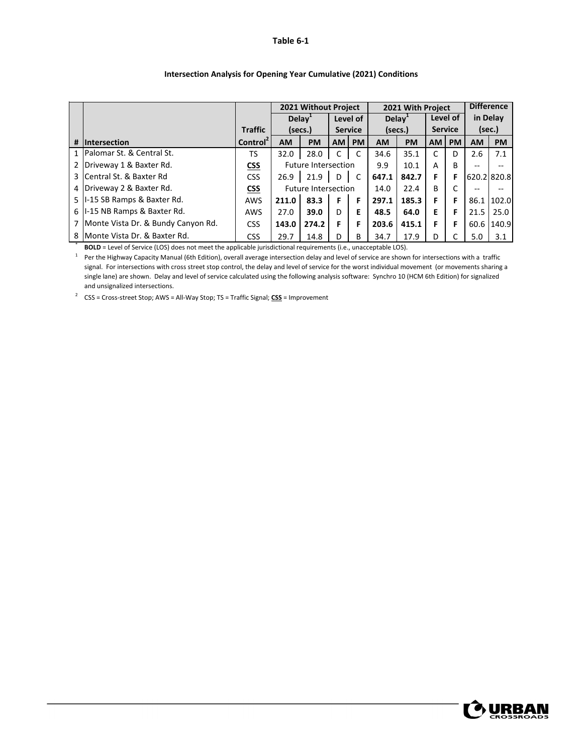**Table 6-1**

**Intersection Analysis for Opening Year Cumulative (2021) Conditions**

| | | | 2021 Without Project | | | | 2021 With Project | | | | Difference | |
|---|---|---|---|---|---|---|---|---|---|---|---|---|
| | | Traffic | Delay[1] (secs.) | | Level of Service | | Delay[1] (secs.) | | Level of Service | | in Delay (sec.) | |
| # | Intersection | Control[2] | AM | PM | AM | PM | AM | PM | AM | PM | AM | PM |
| 1 | Palomar St. & Central St. | TS | 32.0 | 28.0 | C | C | 34.6 | 35.1 | C | D | 2.6 | 7.1 |
| 2 | Driveway 1 & Baxter Rd. | **<u>CSS</u>** | Future Intersection | | | | 9.9 | 10.1 | A | B | -- | -- |
| 3 | Central St. & Baxter Rd | CSS | 26.9 | 21.9 | D | C | **647.1** | **842.7** | **F** | **F** | 620.2 | 820.8 |
| 4 | Driveway 2 & Baxter Rd. | **<u>CSS</u>** | Future Intersection | | | | 14.0 | 22.4 | B | C | -- | -- |
| 5 | I-15 SB Ramps & Baxter Rd. | AWS | **211.0** | **83.3** | **F** | **F** | **297.1** | **185.3** | **F** | **F** | 86.1 | 102.0 |
| 6 | I-15 NB Ramps & Baxter Rd. | AWS | 27.0 | **39.0** | D | **E** | **48.5** | **64.0** | **E** | **F** | 21.5 | 25.0 |
| 7 | Monte Vista Dr. & Bundy Canyon Rd. | CSS | **143.0** | **274.2** | **F** | **F** | **203.6** | **415.1** | **F** | **F** | 60.6 | 140.9 |
| 8 | Monte Vista Dr. & Baxter Rd. | CSS | 29.7 | 14.8 | D | B | 34.7 | 17.9 | D | C | 5.0 | 3.1 |

\* **BOLD** = Level of Service (LOS) does not meet the applicable jurisdictional requirements (i.e., unacceptable LOS).

[1] Per the Highway Capacity Manual (6th Edition), overall average intersection delay and level of service are shown for intersections with a traffic signal. For intersections with cross street stop control, the delay and level of service for the worst individual movement (or movements sharing a single lane) are shown. Delay and level of service calculated using the following analysis software: Synchro 10 (HCM 6th Edition) for signalized and unsignalized intersections.

[2] CSS = Cross-street Stop; AWS = All-Way Stop; TS = Traffic Signal; **<u>CSS</u>** = Improvement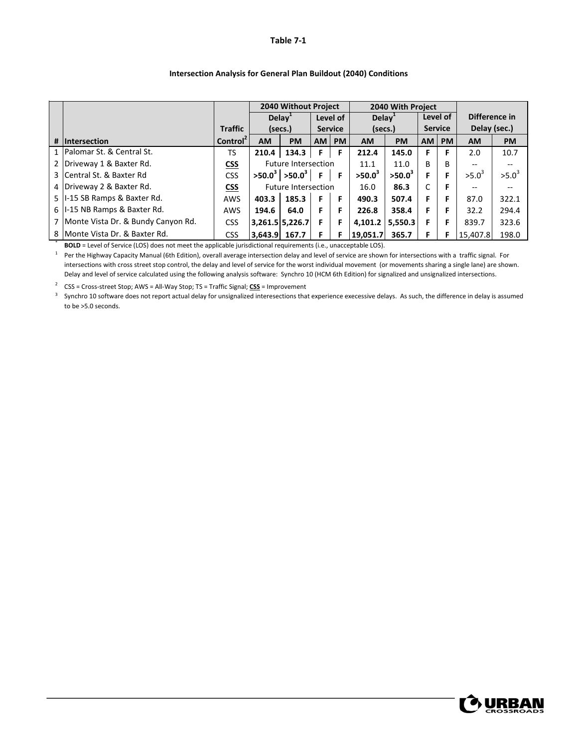**Table 7-1**

**Intersection Analysis for General Plan Buildout (2040) Conditions**

| | | | 2040 Without Project | | | | 2040 With Project | | | | Difference in Delay (sec.) | |
|---|---|---|---|---|---|---|---|---|---|---|---|---|
| | | | Delay[1] (secs.) | | Level of Service | | Delay[1] (secs.) | | Level of Service | | | |
| # | Intersection | Traffic Control[2] | AM | PM | AM | PM | AM | PM | AM | PM | AM | PM |
| 1 | Palomar St. & Central St. | TS | **210.4** | **134.3** | **F** | **F** | **212.4** | **145.0** | **F** | **F** | 2.0 | 10.7 |
| 2 | Driveway 1 & Baxter Rd. | **CSS** | Future Intersection | | | | 11.1 | 11.0 | B | B | -- | -- |
| 3 | Central St. & Baxter Rd | CSS | **>50.0**[3] | **>50.0**[3] | **F** | **F** | **>50.0**[3] | **>50.0**[3] | **F** | **F** | >5.0[3] | >5.0[3] |
| 4 | Driveway 2 & Baxter Rd. | **CSS** | Future Intersection | | | | 16.0 | **86.3** | C | **F** | -- | -- |
| 5 | I-15 SB Ramps & Baxter Rd. | AWS | **403.3** | **185.3** | **F** | **F** | **490.3** | **507.4** | **F** | **F** | 87.0 | 322.1 |
| 6 | I-15 NB Ramps & Baxter Rd. | AWS | **194.6** | **64.0** | **F** | **F** | **226.8** | **358.4** | **F** | **F** | 32.2 | 294.4 |
| 7 | Monte Vista Dr. & Bundy Canyon Rd. | CSS | **3,261.5** | **5,226.7** | **F** | **F** | **4,101.2** | **5,550.3** | **F** | **F** | 839.7 | 323.6 |
| 8 | Monte Vista Dr. & Baxter Rd. | CSS | **3,643.9** | **167.7** | **F** | **F** | **19,051.7** | **365.7** | **F** | **F** | 15,407.8 | 198.0 |

\* **BOLD** = Level of Service (LOS) does not meet the applicable jurisdictional requirements (i.e., unacceptable LOS).

[1] Per the Highway Capacity Manual (6th Edition), overall average intersection delay and level of service are shown for intersections with a traffic signal. For intersections with cross street stop control, the delay and level of service for the worst individual movement (or movements sharing a single lane) are shown. Delay and level of service calculated using the following analysis software: Synchro 10 (HCM 6th Edition) for signalized and unsignalized intersections.

[2] CSS = Cross-street Stop; AWS = All-Way Stop; TS = Traffic Signal; **CSS** = Improvement

[3] Synchro 10 software does not report actual delay for unsignalized interesections that experience execessive delays. As such, the difference in delay is assumed to be >5.0 seconds.